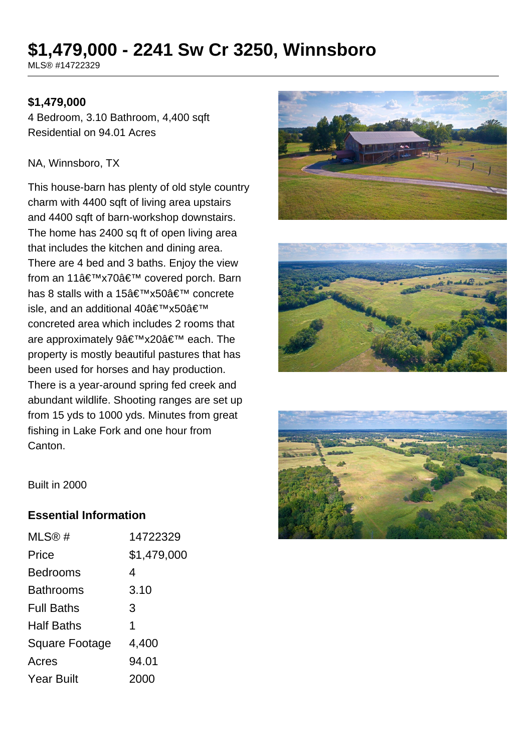# $1,479,000 - 2241 Sw Cr 3250, Winnsboro

MLS® #14722329

**$1,479,000**

4 Bedroom, 3.10 Bathroom, 4,400 sqft
Residential on 94.01 Acres

NA, Winnsboro, TX

This house-barn has plenty of old style country charm with 4400 sqft of living area upstairs and 4400 sqft of barn-workshop downstairs. The home has 2400 sq ft of open living area that includes the kitchen and dining area. There are 4 bed and 3 baths. Enjoy the view from an 11â€™x70â€™ covered porch. Barn has 8 stalls with a 15â€™x50â€™ concrete isle, and an additional 40â€™x50â€™ concreted area which includes 2 rooms that are approximately 9â€™x20â€™ each. The property is mostly beautiful pastures that has been used for horses and hay production. There is a year-around spring fed creek and abundant wildlife. Shooting ranges are set up from 15 yds to 1000 yds. Minutes from great fishing in Lake Fork and one hour from Canton.

Built in 2000

## Essential Information

| | |
|---|---|
| MLS® # | 14722329 |
| Price | $1,479,000 |
| Bedrooms | 4 |
| Bathrooms | 3.10 |
| Full Baths | 3 |
| Half Baths | 1 |
| Square Footage | 4,400 |
| Acres | 94.01 |
| Year Built | 2000 |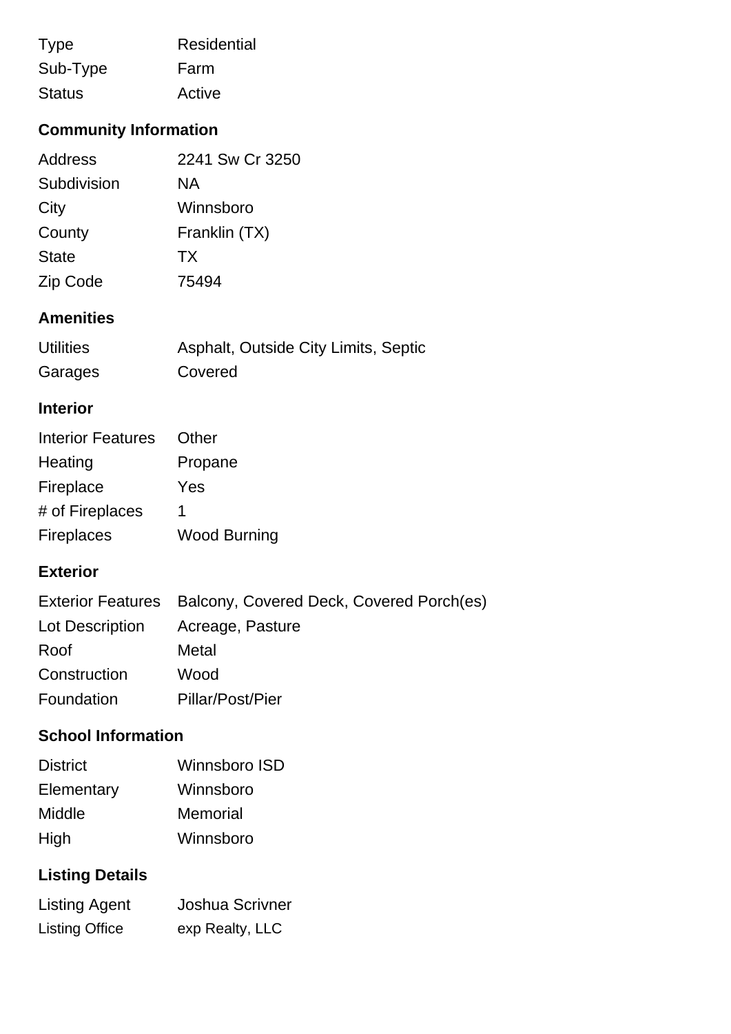| | |
|---|---|
| Type | Residential |
| Sub-Type | Farm |
| Status | Active |

## Community Information

| | |
|---|---|
| Address | 2241 Sw Cr 3250 |
| Subdivision | NA |
| City | Winnsboro |
| County | Franklin (TX) |
| State | TX |
| Zip Code | 75494 |

## Amenities

| | |
|---|---|
| Utilities | Asphalt, Outside City Limits, Septic |
| Garages | Covered |

## Interior

| | |
|---|---|
| Interior Features | Other |
| Heating | Propane |
| Fireplace | Yes |
| # of Fireplaces | 1 |
| Fireplaces | Wood Burning |

## Exterior

| | |
|---|---|
| Exterior Features | Balcony, Covered Deck, Covered Porch(es) |
| Lot Description | Acreage, Pasture |
| Roof | Metal |
| Construction | Wood |
| Foundation | Pillar/Post/Pier |

## School Information

| | |
|---|---|
| District | Winnsboro ISD |
| Elementary | Winnsboro |
| Middle | Memorial |
| High | Winnsboro |

## Listing Details

| | |
|---|---|
| Listing Agent | Joshua Scrivner |
| Listing Office | exp Realty, LLC |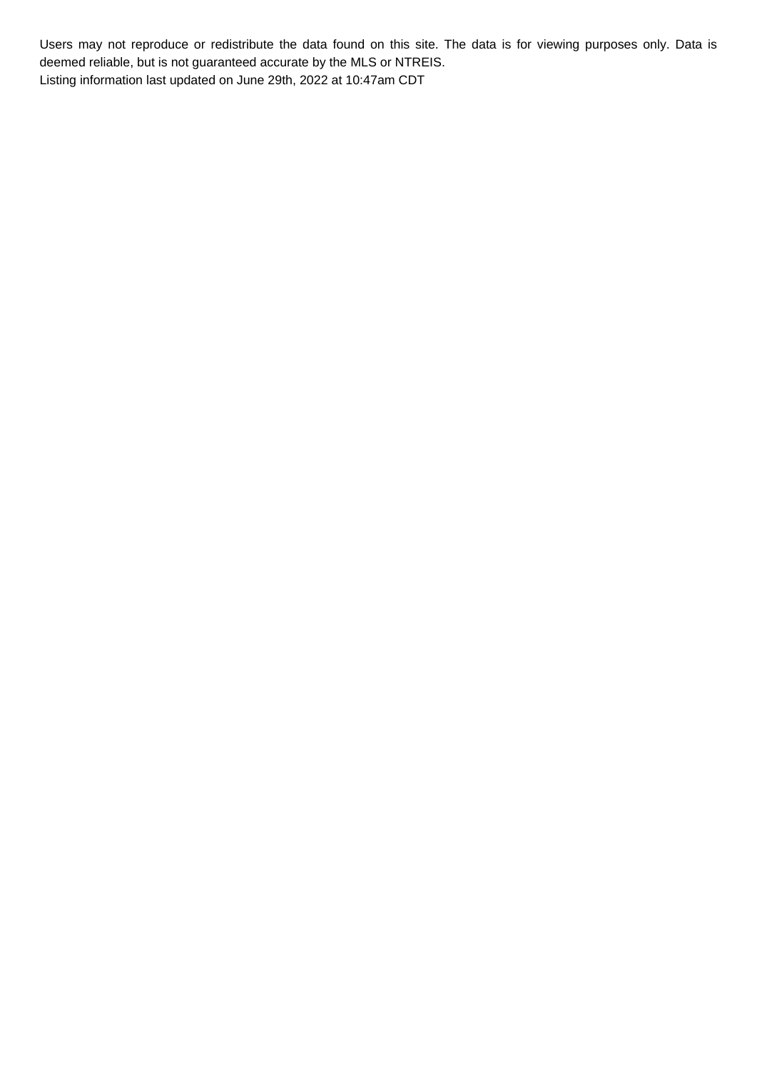Users may not reproduce or redistribute the data found on this site. The data is for viewing purposes only. Data is deemed reliable, but is not guaranteed accurate by the MLS or NTREIS.
Listing information last updated on June 29th, 2022 at 10:47am CDT